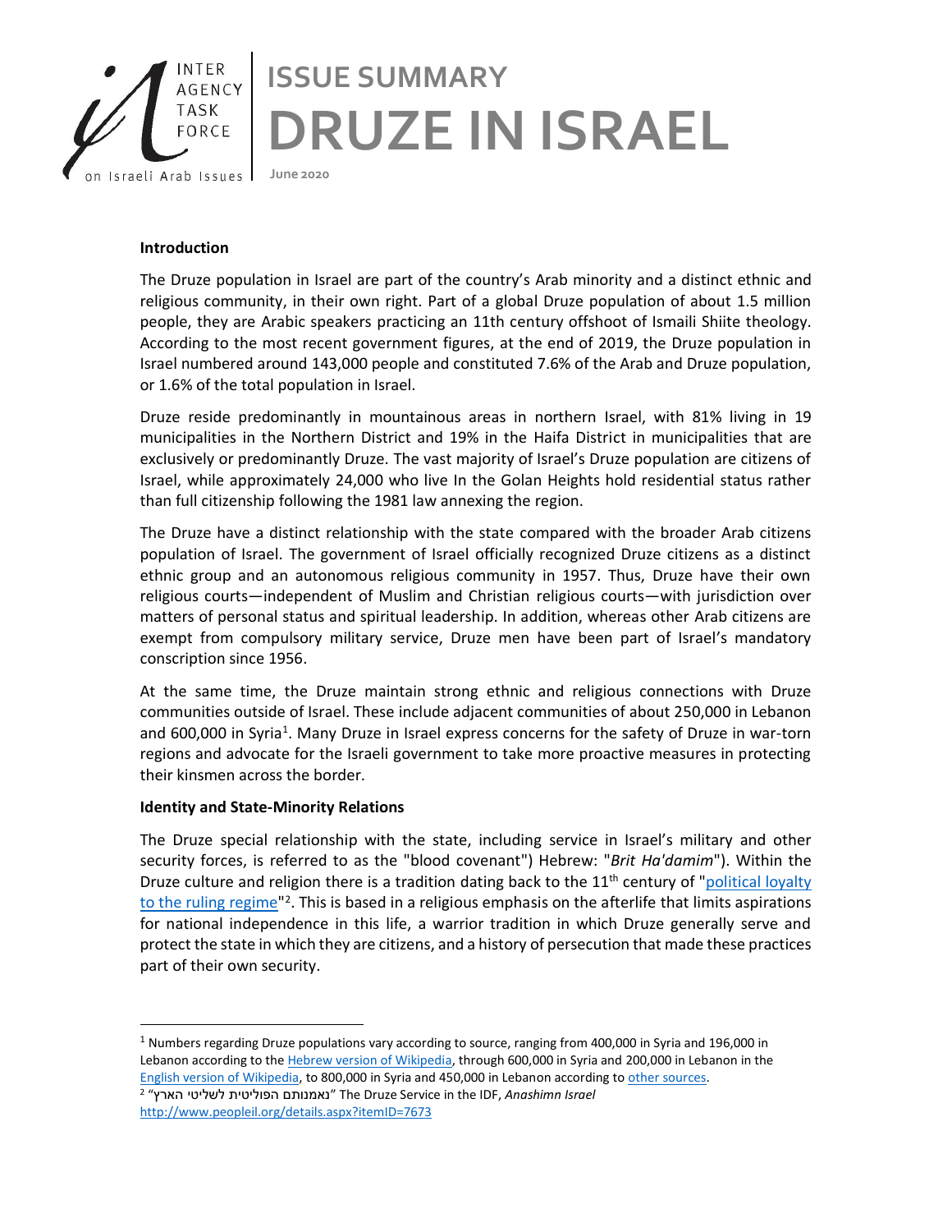INTER AGENCY TASK FORCE on Israeli Arab Issues

# ISSUE SUMMARY
# DRUZE IN ISRAEL

June 2020

**Introduction**

The Druze population in Israel are part of the country's Arab minority and a distinct ethnic and religious community, in their own right. Part of a global Druze population of about 1.5 million people, they are Arabic speakers practicing an 11th century offshoot of Ismaili Shiite theology. According to the most recent government figures, at the end of 2019, the Druze population in Israel numbered around 143,000 people and constituted 7.6% of the Arab and Druze population, or 1.6% of the total population in Israel.

Druze reside predominantly in mountainous areas in northern Israel, with 81% living in 19 municipalities in the Northern District and 19% in the Haifa District in municipalities that are exclusively or predominantly Druze. The vast majority of Israel's Druze population are citizens of Israel, while approximately 24,000 who live In the Golan Heights hold residential status rather than full citizenship following the 1981 law annexing the region.

The Druze have a distinct relationship with the state compared with the broader Arab citizens population of Israel. The government of Israel officially recognized Druze citizens as a distinct ethnic group and an autonomous religious community in 1957. Thus, Druze have their own religious courts—independent of Muslim and Christian religious courts—with jurisdiction over matters of personal status and spiritual leadership. In addition, whereas other Arab citizens are exempt from compulsory military service, Druze men have been part of Israel's mandatory conscription since 1956.

At the same time, the Druze maintain strong ethnic and religious connections with Druze communities outside of Israel. These include adjacent communities of about 250,000 in Lebanon and 600,000 in Syria[1]. Many Druze in Israel express concerns for the safety of Druze in war-torn regions and advocate for the Israeli government to take more proactive measures in protecting their kinsmen across the border.

**Identity and State-Minority Relations**

The Druze special relationship with the state, including service in Israel's military and other security forces, is referred to as the "blood covenant") Hebrew: "*Brit Ha'damim*"). Within the Druze culture and religion there is a tradition dating back to the 11th century of "political loyalty to the ruling regime"[2]. This is based in a religious emphasis on the afterlife that limits aspirations for national independence in this life, a warrior tradition in which Druze generally serve and protect the state in which they are citizens, and a history of persecution that made these practices part of their own security.

---

[1] Numbers regarding Druze populations vary according to source, ranging from 400,000 in Syria and 196,000 in Lebanon according to the Hebrew version of Wikipedia, through 600,000 in Syria and 200,000 in Lebanon in the English version of Wikipedia, to 800,000 in Syria and 450,000 in Lebanon according to other sources.

[2] "נאמנותם הפוליטית לשליטי הארץ" The Druze Service in the IDF, *Anashimn Israel* http://www.peopleil.org/details.aspx?itemID=7673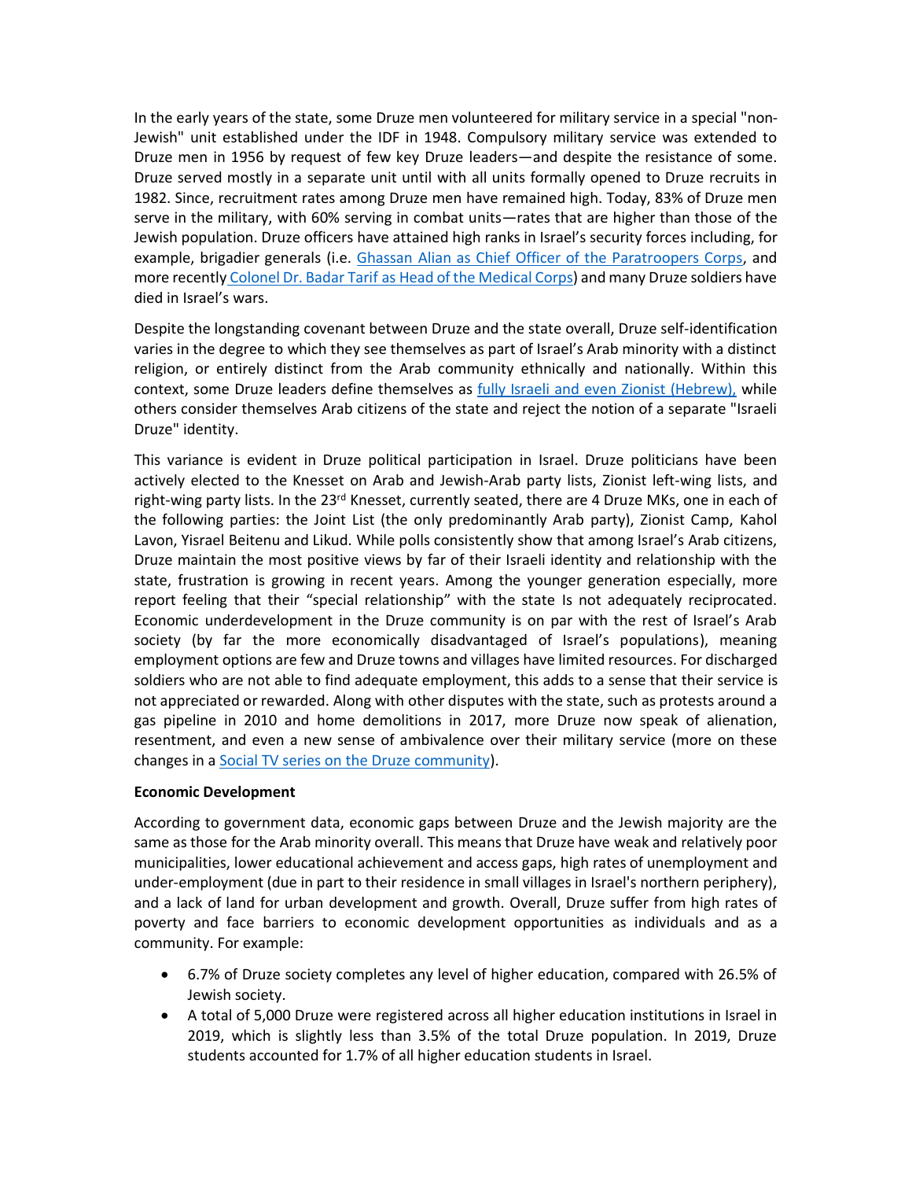In the early years of the state, some Druze men volunteered for military service in a special "non-Jewish" unit established under the IDF in 1948. Compulsory military service was extended to Druze men in 1956 by request of few key Druze leaders—and despite the resistance of some. Druze served mostly in a separate unit until with all units formally opened to Druze recruits in 1982. Since, recruitment rates among Druze men have remained high. Today, 83% of Druze men serve in the military, with 60% serving in combat units—rates that are higher than those of the Jewish population. Druze officers have attained high ranks in Israel's security forces including, for example, brigadier generals (i.e. Ghassan Alian as Chief Officer of the Paratroopers Corps, and more recently Colonel Dr. Badar Tarif as Head of the Medical Corps) and many Druze soldiers have died in Israel's wars.

Despite the longstanding covenant between Druze and the state overall, Druze self-identification varies in the degree to which they see themselves as part of Israel's Arab minority with a distinct religion, or entirely distinct from the Arab community ethnically and nationally. Within this context, some Druze leaders define themselves as fully Israeli and even Zionist (Hebrew), while others consider themselves Arab citizens of the state and reject the notion of a separate "Israeli Druze" identity.

This variance is evident in Druze political participation in Israel. Druze politicians have been actively elected to the Knesset on Arab and Jewish-Arab party lists, Zionist left-wing lists, and right-wing party lists. In the 23rd Knesset, currently seated, there are 4 Druze MKs, one in each of the following parties: the Joint List (the only predominantly Arab party), Zionist Camp, Kahol Lavon, Yisrael Beitenu and Likud. While polls consistently show that among Israel's Arab citizens, Druze maintain the most positive views by far of their Israeli identity and relationship with the state, frustration is growing in recent years. Among the younger generation especially, more report feeling that their "special relationship" with the state Is not adequately reciprocated. Economic underdevelopment in the Druze community is on par with the rest of Israel's Arab society (by far the more economically disadvantaged of Israel's populations), meaning employment options are few and Druze towns and villages have limited resources. For discharged soldiers who are not able to find adequate employment, this adds to a sense that their service is not appreciated or rewarded. Along with other disputes with the state, such as protests around a gas pipeline in 2010 and home demolitions in 2017, more Druze now speak of alienation, resentment, and even a new sense of ambivalence over their military service (more on these changes in a Social TV series on the Druze community).

**Economic Development**

According to government data, economic gaps between Druze and the Jewish majority are the same as those for the Arab minority overall. This means that Druze have weak and relatively poor municipalities, lower educational achievement and access gaps, high rates of unemployment and under-employment (due in part to their residence in small villages in Israel's northern periphery), and a lack of land for urban development and growth. Overall, Druze suffer from high rates of poverty and face barriers to economic development opportunities as individuals and as a community. For example:

- 6.7% of Druze society completes any level of higher education, compared with 26.5% of Jewish society.
- A total of 5,000 Druze were registered across all higher education institutions in Israel in 2019, which is slightly less than 3.5% of the total Druze population. In 2019, Druze students accounted for 1.7% of all higher education students in Israel.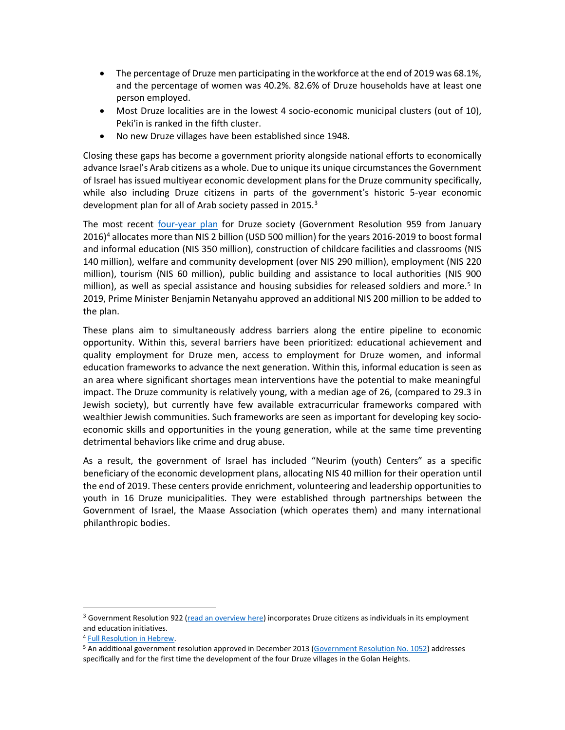- The percentage of Druze men participating in the workforce at the end of 2019 was 68.1%, and the percentage of women was 40.2%. 82.6% of Druze households have at least one person employed.
- Most Druze localities are in the lowest 4 socio-economic municipal clusters (out of 10), Peki'in is ranked in the fifth cluster.
- No new Druze villages have been established since 1948.

Closing these gaps has become a government priority alongside national efforts to economically advance Israel's Arab citizens as a whole. Due to unique its unique circumstances the Government of Israel has issued multiyear economic development plans for the Druze community specifically, while also including Druze citizens in parts of the government's historic 5-year economic development plan for all of Arab society passed in 2015.[3]

The most recent four-year plan for Druze society (Government Resolution 959 from January 2016)[4] allocates more than NIS 2 billion (USD 500 million) for the years 2016-2019 to boost formal and informal education (NIS 350 million), construction of childcare facilities and classrooms (NIS 140 million), welfare and community development (over NIS 290 million), employment (NIS 220 million), tourism (NIS 60 million), public building and assistance to local authorities (NIS 900 million), as well as special assistance and housing subsidies for released soldiers and more.[5] In 2019, Prime Minister Benjamin Netanyahu approved an additional NIS 200 million to be added to the plan.

These plans aim to simultaneously address barriers along the entire pipeline to economic opportunity. Within this, several barriers have been prioritized: educational achievement and quality employment for Druze men, access to employment for Druze women, and informal education frameworks to advance the next generation. Within this, informal education is seen as an area where significant shortages mean interventions have the potential to make meaningful impact. The Druze community is relatively young, with a median age of 26, (compared to 29.3 in Jewish society), but currently have few available extracurricular frameworks compared with wealthier Jewish communities. Such frameworks are seen as important for developing key socio-economic skills and opportunities in the young generation, while at the same time preventing detrimental behaviors like crime and drug abuse.

As a result, the government of Israel has included "Neurim (youth) Centers" as a specific beneficiary of the economic development plans, allocating NIS 40 million for their operation until the end of 2019. These centers provide enrichment, volunteering and leadership opportunities to youth in 16 Druze municipalities. They were established through partnerships between the Government of Israel, the Maase Association (which operates them) and many international philanthropic bodies.

---

[3] Government Resolution 922 (read an overview here) incorporates Druze citizens as individuals in its employment and education initiatives.

[4] Full Resolution in Hebrew.

[5] An additional government resolution approved in December 2013 (Government Resolution No. 1052) addresses specifically and for the first time the development of the four Druze villages in the Golan Heights.